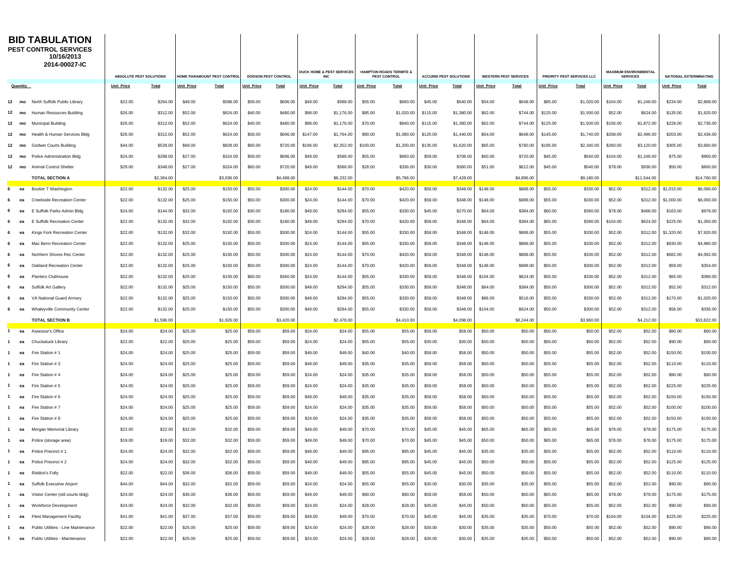# BID TABULATION

**PEST CONTROL SERVICES**
**10/16/2013**
**2014-00027-IC**

| Quantity | | | ABSOLUTE PEST SOLUTIONS | | HOME PARAMOUNT PEST CONTROL | | DODSON PEST CONTROL | | DUCK HOME & PEST SERVICES INC | | HAMPTON ROADS TERMITE & PEST CONTROL | | ACCURID PEST SOLUTIONS | | WESTERN PEST SERVICES | | PRIORITY PEST SERVICES LLC | | MAXIMUM ENVIRONMENTAL SERVICES | | NATIONAL EXTERMINATING | |
|---|---|---|---|---|---|---|---|---|---|---|---|---|---|---|---|---|---|---|---|---|---|---|
| | | | Unit Price | Total | Unit Price | Total | Unit Price | Total | Unit Price | Total | Unit Price | Total | Unit Price | Total | Unit Price | Total | Unit Price | Total | Unit Price | Total | Unit Price | Total |
| 12 | mo | North Suffolk Public Library | $22.00 | $264.00 | $49.00 | $588.00 | $58.00 | $696.00 | $49.00 | $588.00 | $55.00 | $660.00 | $45.00 | $540.00 | $54.00 | $648.00 | $85.00 | $1,020.00 | $104.00 | $1,248.00 | $234.00 | $2,808.00 |
| 12 | mo | Human Resources Building | $26.00 | $312.00 | $52.00 | $624.00 | $40.00 | $480.00 | $98.00 | $1,176.00 | $85.00 | $1,020.00 | $115.00 | $1,380.00 | $62.00 | $744.00 | $125.00 | $1,500.00 | $52.00 | $624.00 | $135.00 | $1,620.00 |
| 12 | mo | Municipal Building | $26.00 | $312.00 | $52.00 | $624.00 | $40.00 | $480.00 | $98.00 | $1,176.00 | $70.00 | $840.00 | $115.00 | $1,380.00 | $62.00 | $744.00 | $125.00 | $1,500.00 | $156.00 | $1,872.00 | $228.00 | $2,736.00 |
| 12 | mo | Health & Human Services Bldg | $26.00 | $312.00 | $52.00 | $624.00 | $58.00 | $696.00 | $147.00 | $1,764.00 | $90.00 | $1,080.00 | $120.00 | $1,440.00 | $54.00 | $648.00 | $145.00 | $1,740.00 | $208.00 | $2,496.00 | $203.00 | $2,436.00 |
| 12 | mo | Godwin Courts Building | $44.00 | $528.00 | $69.00 | $828.00 | $60.00 | $720.00 | $196.00 | $2,352.00 | $100.00 | $1,200.00 | $135.00 | $1,620.00 | $65.00 | $780.00 | $195.00 | $2,340.00 | $260.00 | $3,120.00 | $305.00 | $3,660.00 |
| 12 | mo | Police Administration Bldg | $24.00 | $288.00 | $27.00 | $324.00 | $58.00 | $696.00 | $49.00 | $588.00 | $55.00 | $660.00 | $59.00 | $708.00 | $60.00 | $720.00 | $45.00 | $540.00 | $104.00 | $1,248.00 | $75.00 | $900.00 |
| 12 | mo | Animal Control Shelter | $29.00 | $348.00 | $27.00 | $324.00 | $60.00 | $720.00 | $49.00 | $588.00 | $28.00 | $336.00 | $30.00 | $360.00 | $51.00 | $612.00 | $45.00 | $540.00 | $78.00 | $936.00 | $50.00 | $600.00 |
| | | **TOTAL SECTION A** | | $2,364.00 | | $3,936.00 | | $4,488.00 | | $8,232.00 | | $5,796.00 | | $7,428.00 | | $4,896.00 | | $9,180.00 | | $11,544.00 | | $14,760.00 |
| 6 | ea | Booker T Washington | $22.00 | $132.00 | $25.00 | $150.00 | $50.00 | $300.00 | $24.00 | $144.00 | $70.00 | $420.00 | $58.00 | $348.00 | $148.00 | $888.00 | $55.00 | $330.00 | $52.00 | $312.00 | $1,015.00 | $6,090.00 |
| 6 | ea | Creekside Recreation Center | $22.00 | $132.00 | $25.00 | $150.00 | $50.00 | $300.00 | $24.00 | $144.00 | $70.00 | $420.00 | $58.00 | $348.00 | $148.00 | $888.00 | $55.00 | $330.00 | $52.00 | $312.00 | $1,000.00 | $6,000.00 |
| 6 | ea | E Suffolk Parks Admin Bldg | $24.00 | $144.00 | $32.00 | $192.00 | $30.00 | $180.00 | $49.00 | $294.00 | $55.00 | $330.00 | $45.00 | $270.00 | $64.00 | $384.00 | $60.00 | $360.00 | $78.00 | $468.00 | $163.00 | $978.00 |
| 6 | ea | E Suffolk Recreation Center | $22.00 | $132.00 | $32.00 | $192.00 | $30.00 | $180.00 | $49.00 | $294.00 | $70.00 | $420.00 | $58.00 | $348.00 | $64.00 | $384.00 | $65.00 | $390.00 | $104.00 | $624.00 | $225.00 | $1,350.00 |
| 6 | ea | Kings Fork Recreation Center | $22.00 | $132.00 | $32.00 | $192.00 | $50.00 | $300.00 | $24.00 | $144.00 | $55.00 | $330.00 | $58.00 | $348.00 | $148.00 | $888.00 | $55.00 | $330.00 | $52.00 | $312.00 | $1,320.00 | $7,920.00 |
| 6 | ea | Mac Benn Recreation Center | $22.00 | $132.00 | $25.00 | $150.00 | $50.00 | $300.00 | $24.00 | $144.00 | $55.00 | $330.00 | $58.00 | $348.00 | $148.00 | $888.00 | $55.00 | $330.00 | $52.00 | $312.00 | $830.00 | $4,980.00 |
| 6 | ea | Northern Shores Rec Center | $22.00 | $132.00 | $25.00 | $150.00 | $50.00 | $300.00 | $24.00 | $144.00 | $70.00 | $420.00 | $58.00 | $348.00 | $148.00 | $888.00 | $55.00 | $330.00 | $52.00 | $312.00 | $682.00 | $4,092.00 |
| 6 | ea | Oakland Recreation Center | $22.00 | $132.00 | $25.00 | $150.00 | $50.00 | $300.00 | $24.00 | $144.00 | $70.00 | $420.00 | $58.00 | $348.00 | $148.00 | $888.00 | $50.00 | $300.00 | $52.00 | $312.00 | $59.00 | $354.00 |
| 6 | ea | Planters Clubhouse | $22.00 | $132.00 | $25.00 | $150.00 | $60.00 | $360.00 | $24.00 | $144.00 | $55.00 | $330.00 | $58.00 | $348.00 | $104.00 | $624.00 | $55.00 | $330.00 | $52.00 | $312.00 | $65.00 | $390.00 |
| 6 | ea | Suffolk Art Gallery | $22.00 | $132.00 | $25.00 | $150.00 | $50.00 | $300.00 | $49.00 | $294.00 | $55.00 | $330.00 | $58.00 | $348.00 | $64.00 | $384.00 | $50.00 | $300.00 | $52.00 | $312.00 | $52.00 | $312.00 |
| 6 | ea | VA National Guard Armory | $22.00 | $132.00 | $25.00 | $150.00 | $50.00 | $300.00 | $49.00 | $294.00 | $55.00 | $330.00 | $58.00 | $348.00 | $86.00 | $516.00 | $55.00 | $330.00 | $52.00 | $312.00 | $170.00 | $1,020.00 |
| 6 | ea | Whaleyville Community Center | $22.00 | $132.00 | $25.00 | $150.00 | $50.00 | $300.00 | $49.00 | $294.00 | $55.00 | $330.00 | $58.00 | $348.00 | $104.00 | $624.00 | $50.00 | $300.00 | $52.00 | $312.00 | $56.00 | $336.00 |
| | | **TOTAL SECTION B** | | $1,596.00 | | $1,926.00 | | $3,420.00 | | $2,478.00 | | $4,410.00 | | $4,098.00 | | $8,244.00 | | $3,960.00 | | $4,212.00 | | $33,822.00 |
| 1 | ea | Assessor's Office | $24.00 | $24.00 | $25.00 | $25.00 | $59.00 | $59.00 | $24.00 | $24.00 | $55.00 | $55.00 | $58.00 | $58.00 | $50.00 | $50.00 | $50.00 | $50.00 | $52.00 | $52.00 | $90.00 | $90.00 |
| 1 | ea | Chuckatuck Library | $22.00 | $22.00 | $25.00 | $25.00 | $59.00 | $59.00 | $24.00 | $24.00 | $55.00 | $55.00 | $30.00 | $30.00 | $50.00 | $50.00 | $50.00 | $50.00 | $52.00 | $52.00 | $90.00 | $90.00 |
| 1 | ea | Fire Station # 1 | $24.00 | $24.00 | $25.00 | $25.00 | $59.00 | $59.00 | $49.00 | $49.00 | $40.00 | $40.00 | $58.00 | $58.00 | $50.00 | $50.00 | $55.00 | $55.00 | $52.00 | $52.00 | $150.00 | $150.00 |
| 1 | ea | Fire Station # 3 | $24.00 | $24.00 | $25.00 | $25.00 | $59.00 | $59.00 | $49.00 | $49.00 | $35.00 | $35.00 | $58.00 | $58.00 | $50.00 | $50.00 | $55.00 | $55.00 | $52.00 | $52.00 | $110.00 | $110.00 |
| 1 | ea | Fire Station # 4 | $24.00 | $24.00 | $25.00 | $25.00 | $59.00 | $59.00 | $24.00 | $24.00 | $35.00 | $35.00 | $58.00 | $58.00 | $50.00 | $50.00 | $55.00 | $55.00 | $52.00 | $52.00 | $90.00 | $90.00 |
| 1 | ea | Fire Station # 5 | $24.00 | $24.00 | $25.00 | $25.00 | $59.00 | $59.00 | $24.00 | $24.00 | $35.00 | $35.00 | $58.00 | $58.00 | $50.00 | $50.00 | $55.00 | $55.00 | $52.00 | $52.00 | $225.00 | $225.00 |
| 1 | ea | Fire Station # 6 | $24.00 | $24.00 | $25.00 | $25.00 | $59.00 | $59.00 | $49.00 | $49.00 | $35.00 | $35.00 | $58.00 | $58.00 | $50.00 | $50.00 | $55.00 | $55.00 | $52.00 | $52.00 | $150.00 | $150.00 |
| 1 | ea | Fire Station # 7 | $24.00 | $24.00 | $25.00 | $25.00 | $59.00 | $59.00 | $24.00 | $24.00 | $35.00 | $35.00 | $58.00 | $58.00 | $50.00 | $50.00 | $55.00 | $55.00 | $52.00 | $52.00 | $100.00 | $100.00 |
| 1 | ea | Fire Station # 8 | $24.00 | $24.00 | $25.00 | $25.00 | $59.00 | $59.00 | $24.00 | $24.00 | $35.00 | $35.00 | $58.00 | $58.00 | $50.00 | $50.00 | $55.00 | $55.00 | $52.00 | $52.00 | $150.00 | $150.00 |
| 1 | ea | Morgan Memorial Library | $22.00 | $22.00 | $32.00 | $32.00 | $59.00 | $59.00 | $49.00 | $49.00 | $70.00 | $70.00 | $45.00 | $45.00 | $65.00 | $65.00 | $65.00 | $65.00 | $78.00 | $78.00 | $175.00 | $175.00 |
| 1 | ea | Police (storage area) | $19.00 | $19.00 | $32.00 | $32.00 | $59.00 | $59.00 | $49.00 | $49.00 | $70.00 | $70.00 | $45.00 | $45.00 | $50.00 | $50.00 | $65.00 | $65.00 | $78.00 | $78.00 | $175.00 | $175.00 |
| 1 | ea | Police Precinct # 1 | $24.00 | $24.00 | $32.00 | $32.00 | $59.00 | $59.00 | $49.00 | $49.00 | $95.00 | $95.00 | $45.00 | $45.00 | $35.00 | $35.00 | $55.00 | $55.00 | $52.00 | $52.00 | $110.00 | $110.00 |
| 1 | ea | Police Precinct # 2 | $24.00 | $24.00 | $32.00 | $32.00 | $59.00 | $59.00 | $49.00 | $49.00 | $95.00 | $95.00 | $45.00 | $45.00 | $50.00 | $50.00 | $55.00 | $55.00 | $52.00 | $52.00 | $125.00 | $125.00 |
| 1 | ea | Riddick's Folly | $22.00 | $22.00 | $36.00 | $36.00 | $59.00 | $59.00 | $49.00 | $49.00 | $55.00 | $55.00 | $45.00 | $45.00 | $50.00 | $50.00 | $55.00 | $55.00 | $52.00 | $52.00 | $110.00 | $110.00 |
| 1 | ea | Suffolk Executive Airport | $44.00 | $44.00 | $32.00 | $32.00 | $59.00 | $59.00 | $24.00 | $24.00 | $55.00 | $55.00 | $30.00 | $30.00 | $35.00 | $35.00 | $55.00 | $55.00 | $52.00 | $52.00 | $90.00 | $90.00 |
| 1 | ea | Visitor Center (old courts bldg) | $24.00 | $24.00 | $36.00 | $36.00 | $59.00 | $59.00 | $49.00 | $49.00 | $90.00 | $90.00 | $58.00 | $58.00 | $50.00 | $50.00 | $65.00 | $65.00 | $78.00 | $78.00 | $175.00 | $175.00 |
| 1 | ea | Workforce Development | $24.00 | $24.00 | $32.00 | $32.00 | $59.00 | $59.00 | $24.00 | $24.00 | $28.00 | $28.00 | $45.00 | $45.00 | $50.00 | $50.00 | $55.00 | $55.00 | $52.00 | $52.00 | $90.00 | $90.00 |
| 1 | ea | Fleet Management Facility | $41.00 | $41.00 | $37.00 | $37.00 | $59.00 | $59.00 | $49.00 | $49.00 | $70.00 | $70.00 | $45.00 | $45.00 | $35.00 | $35.00 | $70.00 | $70.00 | $104.00 | $104.00 | $225.00 | $225.00 |
| 1 | ea | Public Utilities - Line Maintenance | $22.00 | $22.00 | $25.00 | $25.00 | $59.00 | $59.00 | $24.00 | $24.00 | $28.00 | $28.00 | $30.00 | $30.00 | $35.00 | $35.00 | $50.00 | $50.00 | $52.00 | $52.00 | $90.00 | $90.00 |
| 1 | ea | Public Utilities - Maintenance | $22.00 | $22.00 | $25.00 | $25.00 | $59.00 | $59.00 | $24.00 | $24.00 | $28.00 | $28.00 | $30.00 | $30.00 | $35.00 | $35.00 | $50.00 | $50.00 | $52.00 | $52.00 | $90.00 | $90.00 |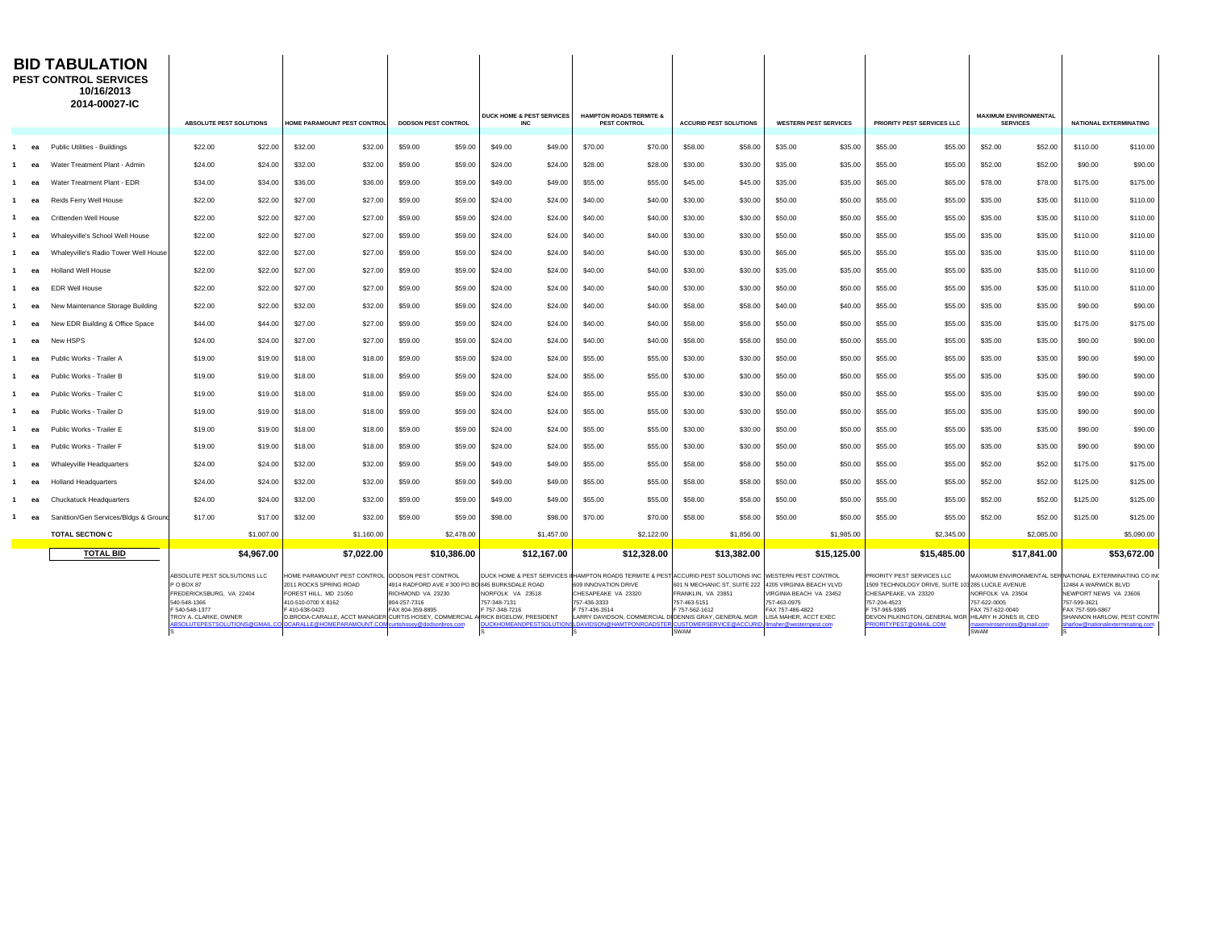# BID TABULATION

**PEST CONTROL SERVICES**
**10/16/2013**
**2014-00027-IC**

| | | | ABSOLUTE PEST SOLUTIONS | | HOME PARAMOUNT PEST CONTROL | | DODSON PEST CONTROL | | DUCK HOME & PEST SERVICES INC | | HAMPTON ROADS TERMITE & PEST CONTROL | | ACCURID PEST SOLUTIONS | | WESTERN PEST SERVICES | | PRIORITY PEST SERVICES LLC | | MAXIMUM ENVIRONMENTAL SERVICES | | NATIONAL EXTERMINATING | |
|---|---|---|---|---|---|---|---|---|---|---|---|---|---|---|---|---|---|---|---|---|---|---|
| 1 | ea | Public Utilities - Buildings | $22.00 | $22.00 | $32.00 | $32.00 | $59.00 | $59.00 | $49.00 | $49.00 | $70.00 | $70.00 | $58.00 | $58.00 | $35.00 | $35.00 | $55.00 | $55.00 | $52.00 | $52.00 | $110.00 | $110.00 |
| 1 | ea | Water Treatment Plant - Admin | $24.00 | $24.00 | $32.00 | $32.00 | $59.00 | $59.00 | $24.00 | $24.00 | $28.00 | $28.00 | $30.00 | $30.00 | $35.00 | $35.00 | $55.00 | $55.00 | $52.00 | $52.00 | $90.00 | $90.00 |
| 1 | ea | Water Treatment Plant - EDR | $34.00 | $34.00 | $36.00 | $36.00 | $59.00 | $59.00 | $49.00 | $49.00 | $55.00 | $55.00 | $45.00 | $45.00 | $35.00 | $35.00 | $65.00 | $65.00 | $78.00 | $78.00 | $175.00 | $175.00 |
| 1 | ea | Reids Ferry Well House | $22.00 | $22.00 | $27.00 | $27.00 | $59.00 | $59.00 | $24.00 | $24.00 | $40.00 | $40.00 | $30.00 | $30.00 | $50.00 | $50.00 | $55.00 | $55.00 | $35.00 | $35.00 | $110.00 | $110.00 |
| 1 | ea | Crittenden Well House | $22.00 | $22.00 | $27.00 | $27.00 | $59.00 | $59.00 | $24.00 | $24.00 | $40.00 | $40.00 | $30.00 | $30.00 | $50.00 | $50.00 | $55.00 | $55.00 | $35.00 | $35.00 | $110.00 | $110.00 |
| 1 | ea | Whaleyville's School Well House | $22.00 | $22.00 | $27.00 | $27.00 | $59.00 | $59.00 | $24.00 | $24.00 | $40.00 | $40.00 | $30.00 | $30.00 | $50.00 | $50.00 | $55.00 | $55.00 | $35.00 | $35.00 | $110.00 | $110.00 |
| 1 | ea | Whaleyville's Radio Tower Well House | $22.00 | $22.00 | $27.00 | $27.00 | $59.00 | $59.00 | $24.00 | $24.00 | $40.00 | $40.00 | $30.00 | $30.00 | $65.00 | $65.00 | $55.00 | $55.00 | $35.00 | $35.00 | $110.00 | $110.00 |
| 1 | ea | Holland Well House | $22.00 | $22.00 | $27.00 | $27.00 | $59.00 | $59.00 | $24.00 | $24.00 | $40.00 | $40.00 | $30.00 | $30.00 | $35.00 | $35.00 | $55.00 | $55.00 | $35.00 | $35.00 | $110.00 | $110.00 |
| 1 | ea | EDR Well House | $22.00 | $22.00 | $27.00 | $27.00 | $59.00 | $59.00 | $24.00 | $24.00 | $40.00 | $40.00 | $30.00 | $30.00 | $50.00 | $50.00 | $55.00 | $55.00 | $35.00 | $35.00 | $110.00 | $110.00 |
| 1 | ea | New Maintenance Storage Building | $22.00 | $22.00 | $32.00 | $32.00 | $59.00 | $59.00 | $24.00 | $24.00 | $40.00 | $40.00 | $58.00 | $58.00 | $40.00 | $40.00 | $55.00 | $55.00 | $35.00 | $35.00 | $90.00 | $90.00 |
| 1 | ea | New EDR Building & Office Space | $44.00 | $44.00 | $27.00 | $27.00 | $59.00 | $59.00 | $24.00 | $24.00 | $40.00 | $40.00 | $58.00 | $58.00 | $50.00 | $50.00 | $55.00 | $55.00 | $35.00 | $35.00 | $175.00 | $175.00 |
| 1 | ea | New HSPS | $24.00 | $24.00 | $27.00 | $27.00 | $59.00 | $59.00 | $24.00 | $24.00 | $40.00 | $40.00 | $58.00 | $58.00 | $50.00 | $50.00 | $55.00 | $55.00 | $35.00 | $35.00 | $90.00 | $90.00 |
| 1 | ea | Public Works - Trailer A | $19.00 | $19.00 | $18.00 | $18.00 | $59.00 | $59.00 | $24.00 | $24.00 | $55.00 | $55.00 | $30.00 | $30.00 | $50.00 | $50.00 | $55.00 | $55.00 | $35.00 | $35.00 | $90.00 | $90.00 |
| 1 | ea | Public Works - Trailer B | $19.00 | $19.00 | $18.00 | $18.00 | $59.00 | $59.00 | $24.00 | $24.00 | $55.00 | $55.00 | $30.00 | $30.00 | $50.00 | $50.00 | $55.00 | $55.00 | $35.00 | $35.00 | $90.00 | $90.00 |
| 1 | ea | Public Works - Trailer C | $19.00 | $19.00 | $18.00 | $18.00 | $59.00 | $59.00 | $24.00 | $24.00 | $55.00 | $55.00 | $30.00 | $30.00 | $50.00 | $50.00 | $55.00 | $55.00 | $35.00 | $35.00 | $90.00 | $90.00 |
| 1 | ea | Public Works - Trailer D | $19.00 | $19.00 | $18.00 | $18.00 | $59.00 | $59.00 | $24.00 | $24.00 | $55.00 | $55.00 | $30.00 | $30.00 | $50.00 | $50.00 | $55.00 | $55.00 | $35.00 | $35.00 | $90.00 | $90.00 |
| 1 | ea | Public Works - Trailer E | $19.00 | $19.00 | $18.00 | $18.00 | $59.00 | $59.00 | $24.00 | $24.00 | $55.00 | $55.00 | $30.00 | $30.00 | $50.00 | $50.00 | $55.00 | $55.00 | $35.00 | $35.00 | $90.00 | $90.00 |
| 1 | ea | Public Works - Trailer F | $19.00 | $19.00 | $18.00 | $18.00 | $59.00 | $59.00 | $24.00 | $24.00 | $55.00 | $55.00 | $30.00 | $30.00 | $50.00 | $50.00 | $55.00 | $55.00 | $35.00 | $35.00 | $90.00 | $90.00 |
| 1 | ea | Whaleyville Headquarters | $24.00 | $24.00 | $32.00 | $32.00 | $59.00 | $59.00 | $49.00 | $49.00 | $55.00 | $55.00 | $58.00 | $58.00 | $50.00 | $50.00 | $55.00 | $55.00 | $52.00 | $52.00 | $175.00 | $175.00 |
| 1 | ea | Holland Headquarters | $24.00 | $24.00 | $32.00 | $32.00 | $59.00 | $59.00 | $49.00 | $49.00 | $55.00 | $55.00 | $58.00 | $58.00 | $50.00 | $50.00 | $55.00 | $55.00 | $52.00 | $52.00 | $125.00 | $125.00 |
| 1 | ea | Chuckatuck Headquarters | $24.00 | $24.00 | $32.00 | $32.00 | $59.00 | $59.00 | $49.00 | $49.00 | $55.00 | $55.00 | $58.00 | $58.00 | $50.00 | $50.00 | $55.00 | $55.00 | $52.00 | $52.00 | $125.00 | $125.00 |
| 1 | ea | Sanittion/Gen Services/Bldgs & Ground | $17.00 | $17.00 | $32.00 | $32.00 | $59.00 | $59.00 | $98.00 | $98.00 | $70.00 | $70.00 | $58.00 | $58.00 | $50.00 | $50.00 | $55.00 | $55.00 | $52.00 | $52.00 | $125.00 | $125.00 |
| | | **TOTAL SECTION C** | | $1,007.00 | | $1,160.00 | | $2,478.00 | | $1,457.00 | | $2,122.00 | | $1,856.00 | | $1,985.00 | | $2,345.00 | | $2,085.00 | | $5,090.00 |
| | | **TOTAL BID** | | **$4,967.00** | | **$7,022.00** | | **$10,386.00** | | **$12,167.00** | | **$12,328.00** | | **$13,382.00** | | **$15,125.00** | | **$15,485.00** | | **$17,841.00** | | **$53,672.00** |

| ABSOLUTE PEST SOLUTIONS | HOME PARAMOUNT PEST CONTROL | DODSON PEST CONTROL | DUCK HOME & PEST SERVICES INC | HAMPTON ROADS TERMITE & PEST CONTROL | ACCURID PEST SOLUTIONS | WESTERN PEST SERVICES | PRIORITY PEST SERVICES LLC | MAXIMUM ENVIRONMENTAL SERVICES | NATIONAL EXTERMINATING |
|---|---|---|---|---|---|---|---|---|---|
| ABSOLUTE PEST SOLSUTIONS LLC<br>P O BOX 87<br>FREDERICKSBURG, VA 22404<br>540-548-1366<br>F 540-548-1377<br>TROY A. CLARKE, OWNER<br>ABSOLUTEPESTSOLUTIONS@GMAIL.COM | HOME PARAMOUNT PEST CONTROL<br>2011 ROCKS SPRING ROAD<br>FOREST HILL, MD 21050<br>410-510-0700 X 8162<br>F 410-638-0423<br>D.BRODA-CARALLE, ACCT MANAGER<br>DCARALLE@HOMEPARAMOUNT.COM | DODSON PEST CONTROL<br>4914 RADFORD AVE # 300 PO BO<br>RICHMOND VA 23230<br>804-257-7316<br>FAX 804-359-8895<br>CURTIS HOSEY, COMMERCIAL A<br>curtishosey@dodsonbros.com | DUCK HOME & PEST SERVICES I<br>845 BURKSDALE ROAD<br>NORFOLK VA 23518<br>757-348-7131<br>F 757-348-7216<br>RICK BIGELOW, PRESIDENT<br>DUCKHOMEANDPESTSOLUTIONS | HAMPTON ROADS TERMITE & PEST<br>609 INNOVATION DRIVE<br>CHESAPEAKE VA 23320<br>757-436-3333<br>F 757-436-3514<br>LARRY DAVIDSON, COMMERCIAL DI<br>LDAVIDSON@HAMPTONROADSTER | ACCURID PEST SOLUTIONS INC<br>601 N MECHANIC ST, SUITE 222<br>FRANKLIN, VA 23851<br>757-463-5151<br>F 757-562-1612<br>DENNIS GRAY, GENERAL MGR<br>CUSTOMERSERVICE@ACCURID.SWAM | WESTERN PEST CONTROL<br>4205 VIRGINIA BEACH VLVD<br>VIRGINIA BEACH VA 23452<br>757-463-0975<br>FAX 757-486-4822<br>LISA MAHER, ACCT EXEC<br>llmaher@westernpest.com | PRIORITY PEST SERVICES LLC<br>1509 TECHNOLOGY DRIVE, SUITE 103<br>CHESAPEAKE, VA 23320<br>757-204-4523<br>F 757-965-9385<br>DEVON PILKINGTON, GENERAL MGR<br>PRIORITYPEST@GMAIL.COM | MAXIMUM ENVIRONMENTAL SER<br>285 LUCILE AVENUE<br>NORFOLK VA 23504<br>757-622-0005<br>FAX 757-622-0040<br>HILARY H JONES III, CEO<br>maxenviroservices@gmail.com<br>SWAM | NATIONAL EXTERMINATING CO INC<br>12484 A WARWICK BLVD<br>NEWPORT NEWS VA 23606<br>757-599-3621<br>FAX 757-599-5867<br>SHANNON HARLOW, PEST CONTR<br>sharlow@nationalexterminating.com |